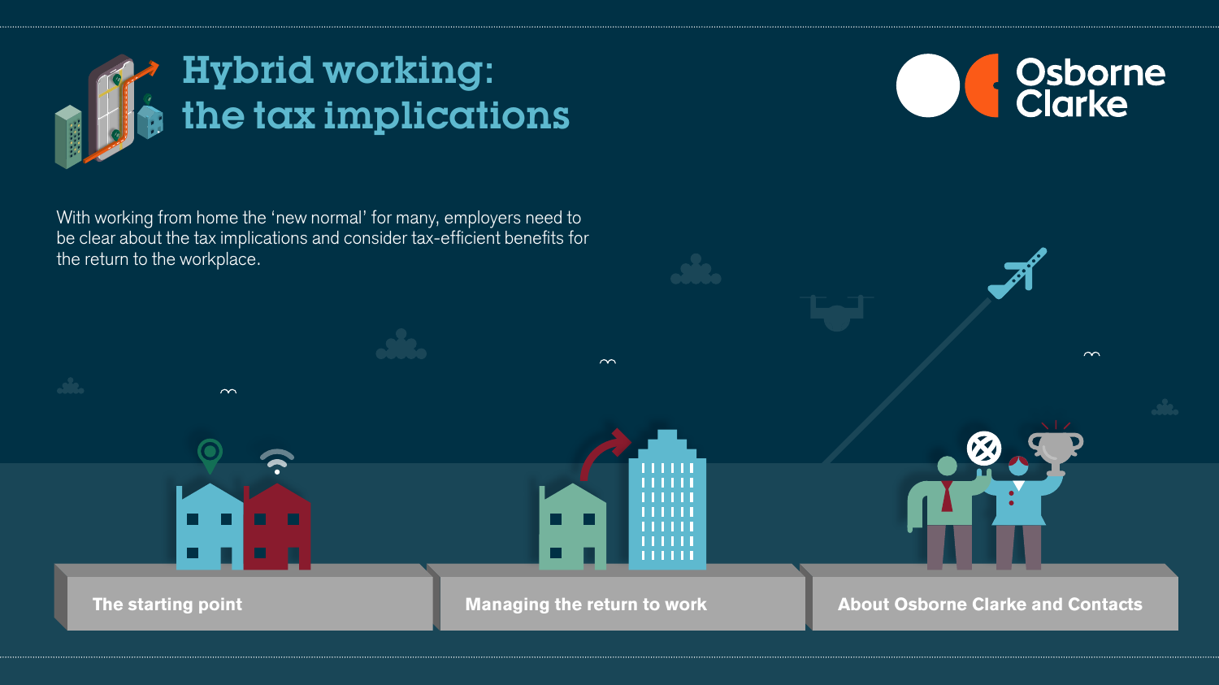# Hybrid working: the tax implications

Osborne Clarke

With working from home the 'new normal' for many, employers need to be clear about the tax implications and consider tax-efficient benefits for the return to the workplace.

- The starting point
- Managing the return to work
- About Osborne Clarke and Contacts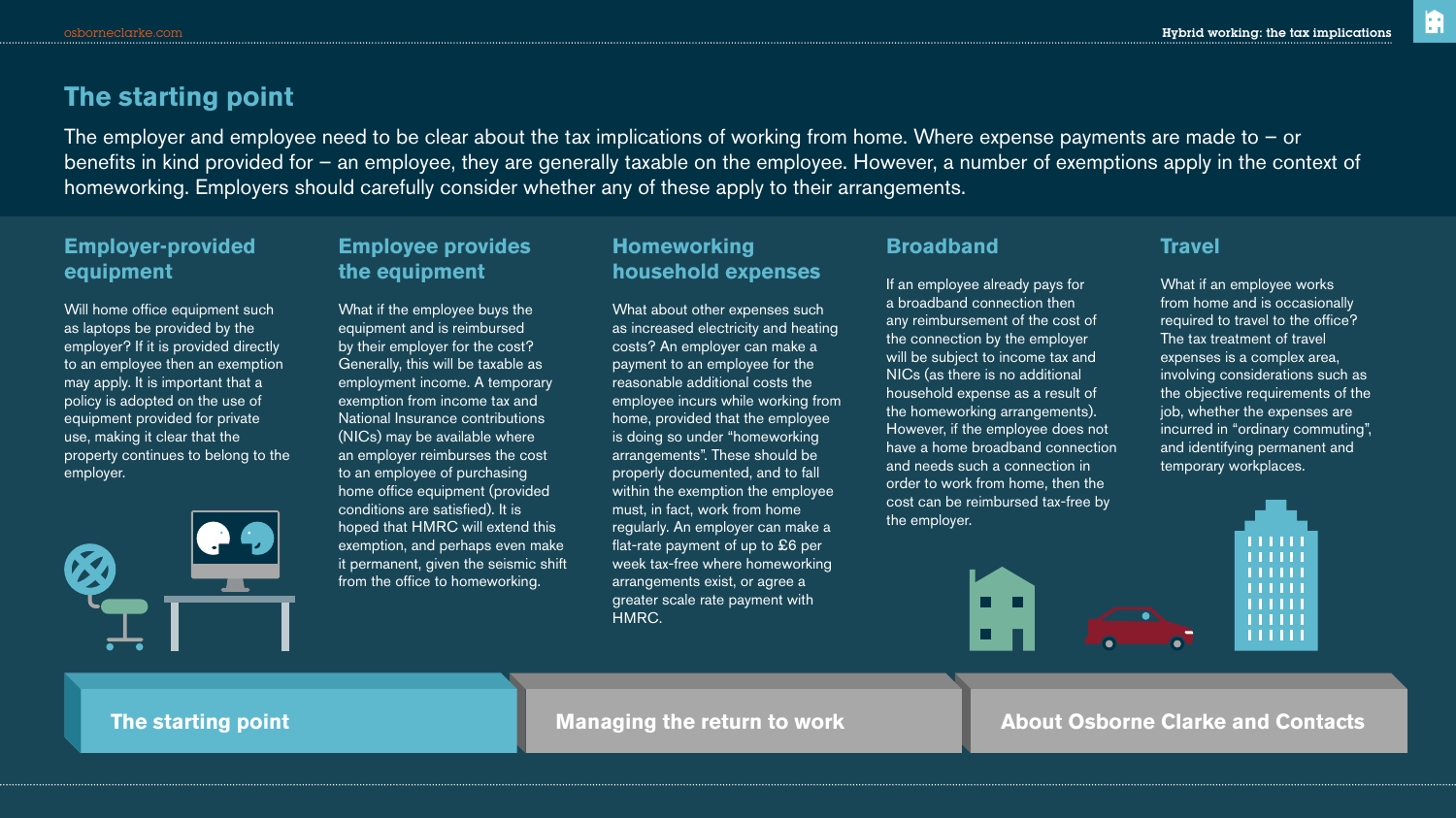# The starting point

The employer and employee need to be clear about the tax implications of working from home. Where expense payments are made to – or benefits in kind provided for – an employee, they are generally taxable on the employee. However, a number of exemptions apply in the context of homeworking. Employers should carefully consider whether any of these apply to their arrangements.

## Employer-provided equipment

Will home office equipment such as laptops be provided by the employer? If it is provided directly to an employee then an exemption may apply. It is important that a policy is adopted on the use of equipment provided for private use, making it clear that the property continues to belong to the employer.

## Employee provides the equipment

What if the employee buys the equipment and is reimbursed by their employer for the cost? Generally, this will be taxable as employment income. A temporary exemption from income tax and National Insurance contributions (NICs) may be available where an employer reimburses the cost to an employee of purchasing home office equipment (provided conditions are satisfied). It is hoped that HMRC will extend this exemption, and perhaps even make it permanent, given the seismic shift from the office to homeworking.

## Homeworking household expenses

What about other expenses such as increased electricity and heating costs? An employer can make a payment to an employee for the reasonable additional costs the employee incurs while working from home, provided that the employee is doing so under "homeworking arrangements". These should be properly documented, and to fall within the exemption the employee must, in fact, work from home regularly. An employer can make a flat-rate payment of up to £6 per week tax-free where homeworking arrangements exist, or agree a greater scale rate payment with HMRC.

## Broadband

If an employee already pays for a broadband connection then any reimbursement of the cost of the connection by the employer will be subject to income tax and NICs (as there is no additional household expense as a result of the homeworking arrangements). However, if the employee does not have a home broadband connection and needs such a connection in order to work from home, then the cost can be reimbursed tax-free by the employer.

## Travel

What if an employee works from home and is occasionally required to travel to the office? The tax treatment of travel expenses is a complex area, involving considerations such as the objective requirements of the job, whether the expenses are incurred in "ordinary commuting", and identifying permanent and temporary workplaces.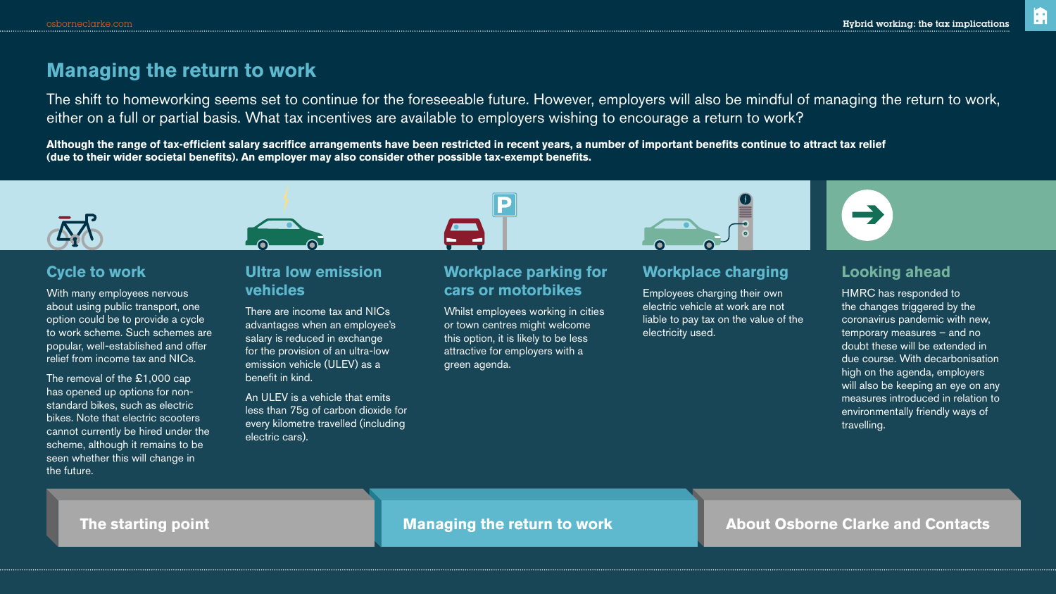# Managing the return to work

The shift to homeworking seems set to continue for the foreseeable future. However, employers will also be mindful of managing the return to work, either on a full or partial basis. What tax incentives are available to employers wishing to encourage a return to work?

**Although the range of tax-efficient salary sacrifice arrangements have been restricted in recent years, a number of important benefits continue to attract tax relief (due to their wider societal benefits). An employer may also consider other possible tax-exempt benefits.**

## Cycle to work

With many employees nervous about using public transport, one option could be to provide a cycle to work scheme. Such schemes are popular, well-established and offer relief from income tax and NICs.

The removal of the £1,000 cap has opened up options for non-standard bikes, such as electric bikes. Note that electric scooters cannot currently be hired under the scheme, although it remains to be seen whether this will change in the future.

## Ultra low emission vehicles

There are income tax and NICs advantages when an employee's salary is reduced in exchange for the provision of an ultra-low emission vehicle (ULEV) as a benefit in kind.

An ULEV is a vehicle that emits less than 75g of carbon dioxide for every kilometre travelled (including electric cars).

## Workplace parking for cars or motorbikes

Whilst employees working in cities or town centres might welcome this option, it is likely to be less attractive for employers with a green agenda.

## Workplace charging

Employees charging their own electric vehicle at work are not liable to pay tax on the value of the electricity used.

## Looking ahead

HMRC has responded to the changes triggered by the coronavirus pandemic with new, temporary measures – and no doubt these will be extended in due course. With decarbonisation high on the agenda, employers will also be keeping an eye on any measures introduced in relation to environmentally friendly ways of travelling.

The starting point | Managing the return to work | About Osborne Clarke and Contacts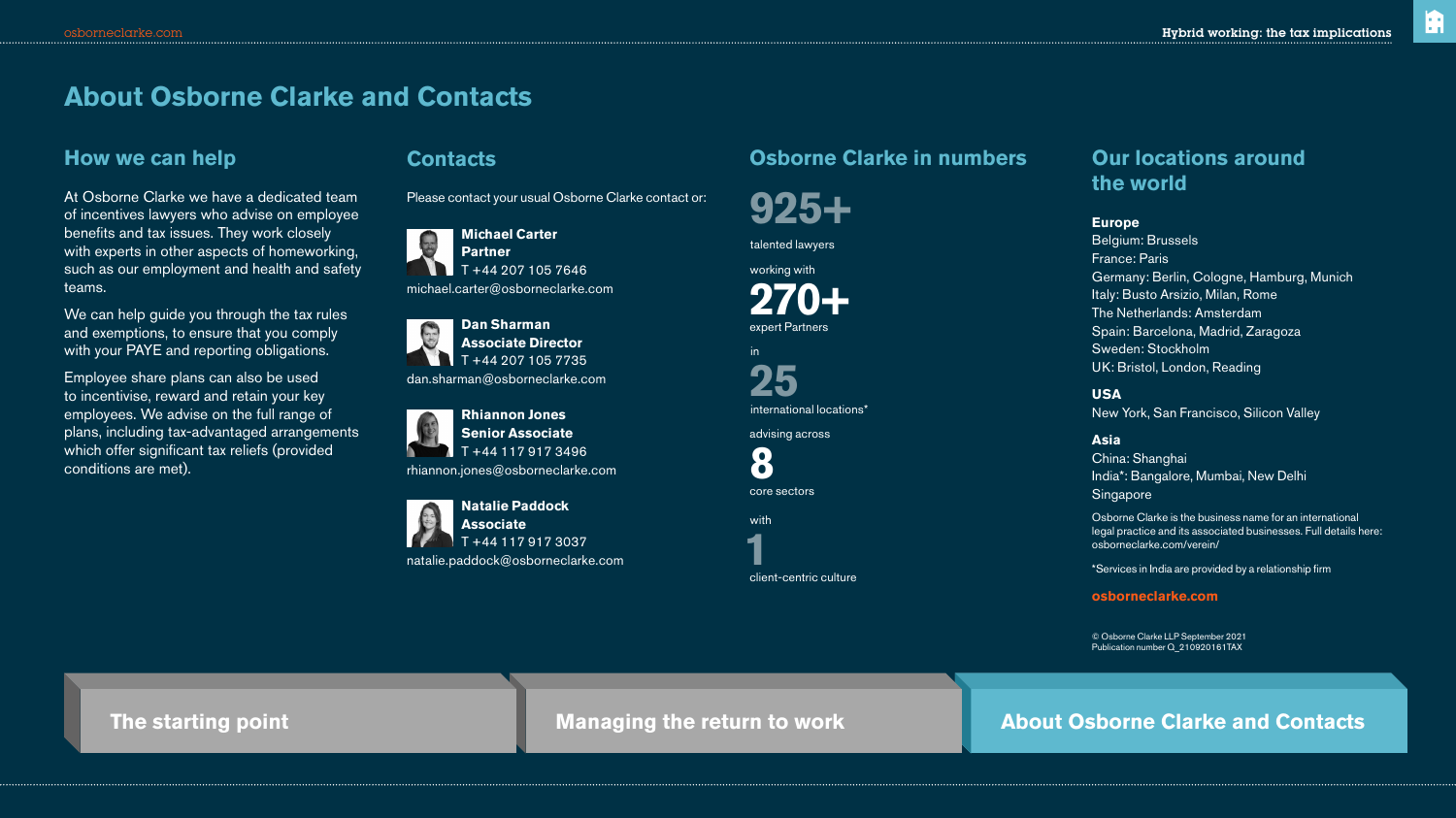# About Osborne Clarke and Contacts

## How we can help

At Osborne Clarke we have a dedicated team of incentives lawyers who advise on employee benefits and tax issues. They work closely with experts in other aspects of homeworking, such as our employment and health and safety teams.

We can help guide you through the tax rules and exemptions, to ensure that you comply with your PAYE and reporting obligations.

Employee share plans can also be used to incentivise, reward and retain your key employees. We advise on the full range of plans, including tax-advantaged arrangements which offer significant tax reliefs (provided conditions are met).

## Contacts

Please contact your usual Osborne Clarke contact or:

**Michael Carter**
**Partner**
T +44 207 105 7646
michael.carter@osborneclarke.com

**Dan Sharman**
**Associate Director**
T +44 207 105 7735
dan.sharman@osborneclarke.com

**Rhiannon Jones**
**Senior Associate**
T +44 117 917 3496
rhiannon.jones@osborneclarke.com

**Natalie Paddock**
**Associate**
T +44 117 917 3037
natalie.paddock@osborneclarke.com

## Osborne Clarke in numbers

**925+**
talented lawyers

working with
**270+**
expert Partners

in
**25**
international locations*

advising across
**8**
core sectors

with
**1**
client-centric culture

## Our locations around the world

**Europe**
Belgium: Brussels
France: Paris
Germany: Berlin, Cologne, Hamburg, Munich
Italy: Busto Arsizio, Milan, Rome
The Netherlands: Amsterdam
Spain: Barcelona, Madrid, Zaragoza
Sweden: Stockholm
UK: Bristol, London, Reading

**USA**
New York, San Francisco, Silicon Valley

**Asia**
China: Shanghai
India*: Bangalore, Mumbai, New Delhi
Singapore

Osborne Clarke is the business name for an international legal practice and its associated businesses. Full details here: osborneclarke.com/verein/

*Services in India are provided by a relationship firm

osborneclarke.com

© Osborne Clarke LLP September 2021
Publication number Q_210920161TAX